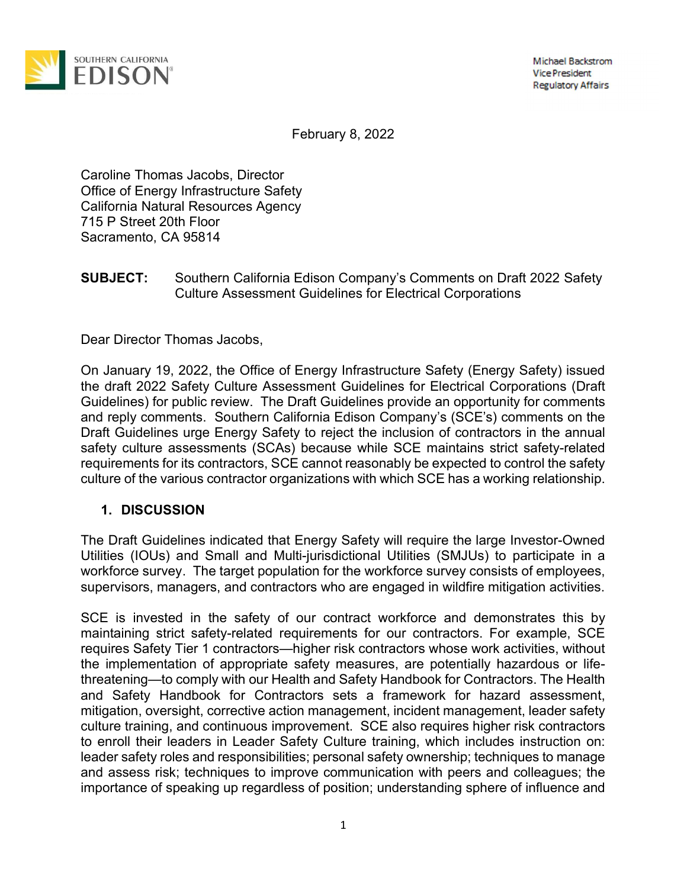SOUTHERN CALIFORNIA EDISON

Michael Backstrom
Vice President
Regulatory Affairs

February 8, 2022

Caroline Thomas Jacobs, Director
Office of Energy Infrastructure Safety
California Natural Resources Agency
715 P Street 20th Floor
Sacramento, CA 95814

**SUBJECT:** Southern California Edison Company's Comments on Draft 2022 Safety Culture Assessment Guidelines for Electrical Corporations

Dear Director Thomas Jacobs,

On January 19, 2022, the Office of Energy Infrastructure Safety (Energy Safety) issued the draft 2022 Safety Culture Assessment Guidelines for Electrical Corporations (Draft Guidelines) for public review. The Draft Guidelines provide an opportunity for comments and reply comments. Southern California Edison Company's (SCE's) comments on the Draft Guidelines urge Energy Safety to reject the inclusion of contractors in the annual safety culture assessments (SCAs) because while SCE maintains strict safety-related requirements for its contractors, SCE cannot reasonably be expected to control the safety culture of the various contractor organizations with which SCE has a working relationship.

## 1. DISCUSSION

The Draft Guidelines indicated that Energy Safety will require the large Investor-Owned Utilities (IOUs) and Small and Multi-jurisdictional Utilities (SMJUs) to participate in a workforce survey. The target population for the workforce survey consists of employees, supervisors, managers, and contractors who are engaged in wildfire mitigation activities.

SCE is invested in the safety of our contract workforce and demonstrates this by maintaining strict safety-related requirements for our contractors. For example, SCE requires Safety Tier 1 contractors—higher risk contractors whose work activities, without the implementation of appropriate safety measures, are potentially hazardous or life-threatening—to comply with our Health and Safety Handbook for Contractors. The Health and Safety Handbook for Contractors sets a framework for hazard assessment, mitigation, oversight, corrective action management, incident management, leader safety culture training, and continuous improvement. SCE also requires higher risk contractors to enroll their leaders in Leader Safety Culture training, which includes instruction on: leader safety roles and responsibilities; personal safety ownership; techniques to manage and assess risk; techniques to improve communication with peers and colleagues; the importance of speaking up regardless of position; understanding sphere of influence and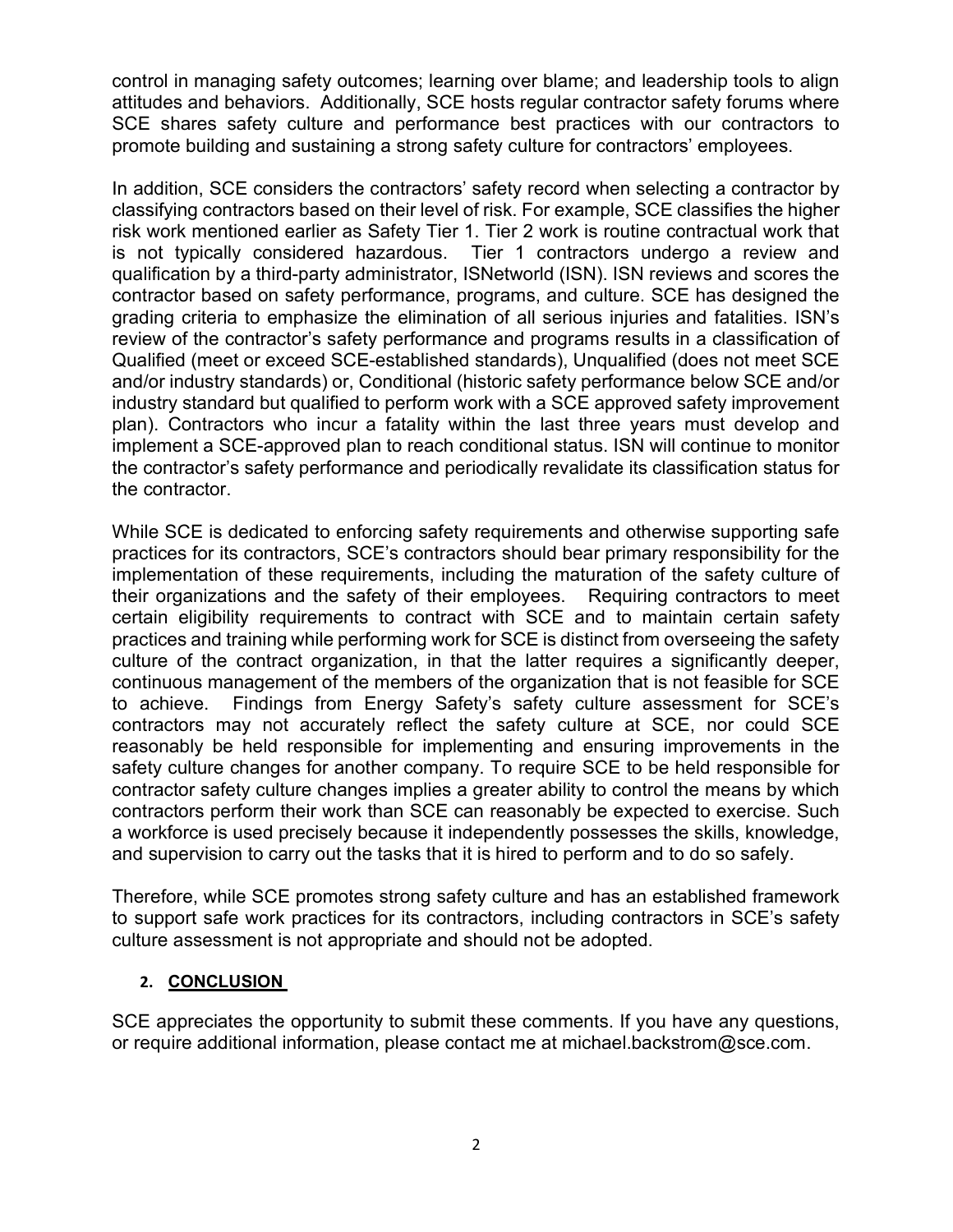control in managing safety outcomes; learning over blame; and leadership tools to align attitudes and behaviors. Additionally, SCE hosts regular contractor safety forums where SCE shares safety culture and performance best practices with our contractors to promote building and sustaining a strong safety culture for contractors' employees.

In addition, SCE considers the contractors' safety record when selecting a contractor by classifying contractors based on their level of risk. For example, SCE classifies the higher risk work mentioned earlier as Safety Tier 1. Tier 2 work is routine contractual work that is not typically considered hazardous. Tier 1 contractors undergo a review and qualification by a third-party administrator, ISNetworld (ISN). ISN reviews and scores the contractor based on safety performance, programs, and culture. SCE has designed the grading criteria to emphasize the elimination of all serious injuries and fatalities. ISN's review of the contractor's safety performance and programs results in a classification of Qualified (meet or exceed SCE-established standards), Unqualified (does not meet SCE and/or industry standards) or, Conditional (historic safety performance below SCE and/or industry standard but qualified to perform work with a SCE approved safety improvement plan). Contractors who incur a fatality within the last three years must develop and implement a SCE-approved plan to reach conditional status. ISN will continue to monitor the contractor's safety performance and periodically revalidate its classification status for the contractor.

While SCE is dedicated to enforcing safety requirements and otherwise supporting safe practices for its contractors, SCE's contractors should bear primary responsibility for the implementation of these requirements, including the maturation of the safety culture of their organizations and the safety of their employees. Requiring contractors to meet certain eligibility requirements to contract with SCE and to maintain certain safety practices and training while performing work for SCE is distinct from overseeing the safety culture of the contract organization, in that the latter requires a significantly deeper, continuous management of the members of the organization that is not feasible for SCE to achieve. Findings from Energy Safety's safety culture assessment for SCE's contractors may not accurately reflect the safety culture at SCE, nor could SCE reasonably be held responsible for implementing and ensuring improvements in the safety culture changes for another company. To require SCE to be held responsible for contractor safety culture changes implies a greater ability to control the means by which contractors perform their work than SCE can reasonably be expected to exercise. Such a workforce is used precisely because it independently possesses the skills, knowledge, and supervision to carry out the tasks that it is hired to perform and to do so safely.

Therefore, while SCE promotes strong safety culture and has an established framework to support safe work practices for its contractors, including contractors in SCE's safety culture assessment is not appropriate and should not be adopted.

## 2. CONCLUSION

SCE appreciates the opportunity to submit these comments. If you have any questions, or require additional information, please contact me at michael.backstrom@sce.com.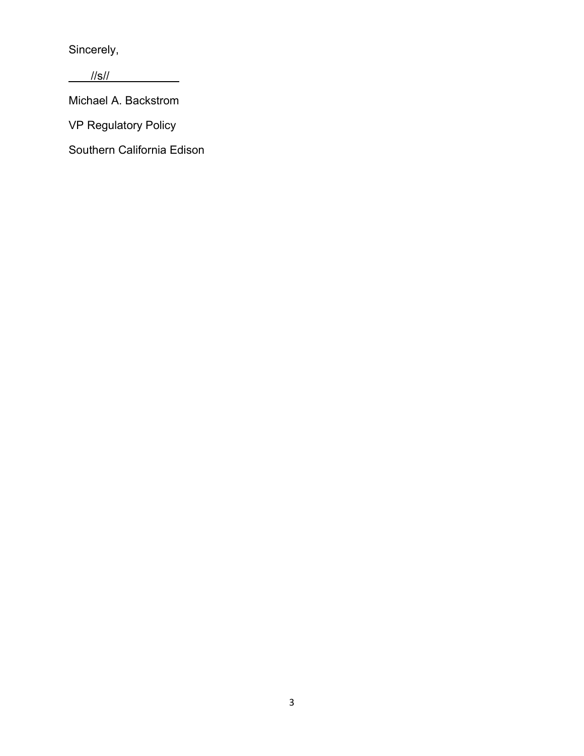Sincerely,

//s//

Michael A. Backstrom

VP Regulatory Policy

Southern California Edison